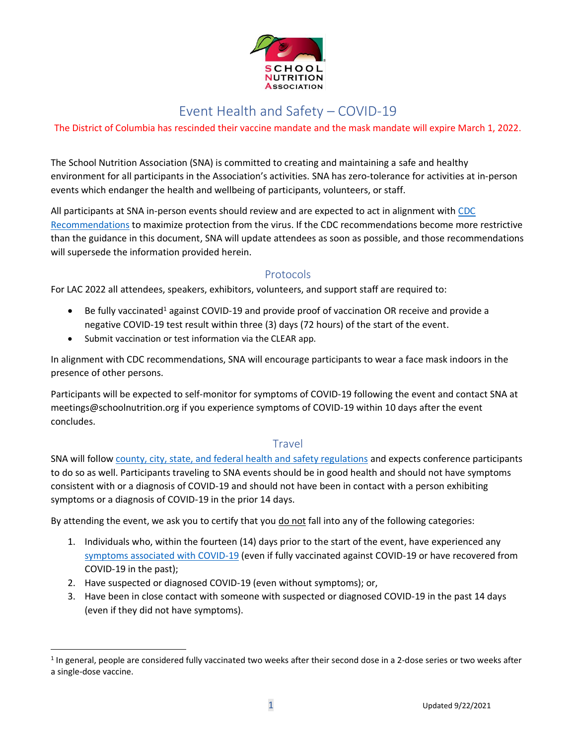# Event Health and Safety – COVID-19

The District of Columbia has rescinded their vaccine mandate and the mask mandate will expire March 1, 2022.

The School Nutrition Association (SNA) is committed to creating and maintaining a safe and healthy environment for all participants in the Association's activities. SNA has zero-tolerance for activities at in-person events which endanger the health and wellbeing of participants, volunteers, or staff.

All participants at SNA in-person events should review and are expected to act in alignment with CDC Recommendations to maximize protection from the virus. If the CDC recommendations become more restrictive than the guidance in this document, SNA will update attendees as soon as possible, and those recommendations will supersede the information provided herein.

## Protocols

For LAC 2022 all attendees, speakers, exhibitors, volunteers, and support staff are required to:

- Be fully vaccinated[1] against COVID-19 and provide proof of vaccination OR receive and provide a negative COVID-19 test result within three (3) days (72 hours) of the start of the event.
- Submit vaccination or test information via the CLEAR app.

In alignment with CDC recommendations, SNA will encourage participants to wear a face mask indoors in the presence of other persons.

Participants will be expected to self-monitor for symptoms of COVID-19 following the event and contact SNA at meetings@schoolnutrition.org if you experience symptoms of COVID-19 within 10 days after the event concludes.

## Travel

SNA will follow county, city, state, and federal health and safety regulations and expects conference participants to do so as well. Participants traveling to SNA events should be in good health and should not have symptoms consistent with or a diagnosis of COVID-19 and should not have been in contact with a person exhibiting symptoms or a diagnosis of COVID-19 in the prior 14 days.

By attending the event, we ask you to certify that you do not fall into any of the following categories:

1. Individuals who, within the fourteen (14) days prior to the start of the event, have experienced any symptoms associated with COVID-19 (even if fully vaccinated against COVID-19 or have recovered from COVID-19 in the past);
2. Have suspected or diagnosed COVID-19 (even without symptoms); or,
3. Have been in close contact with someone with suspected or diagnosed COVID-19 in the past 14 days (even if they did not have symptoms).

---

[1] In general, people are considered fully vaccinated two weeks after their second dose in a 2-dose series or two weeks after a single-dose vaccine.

Updated 9/22/2021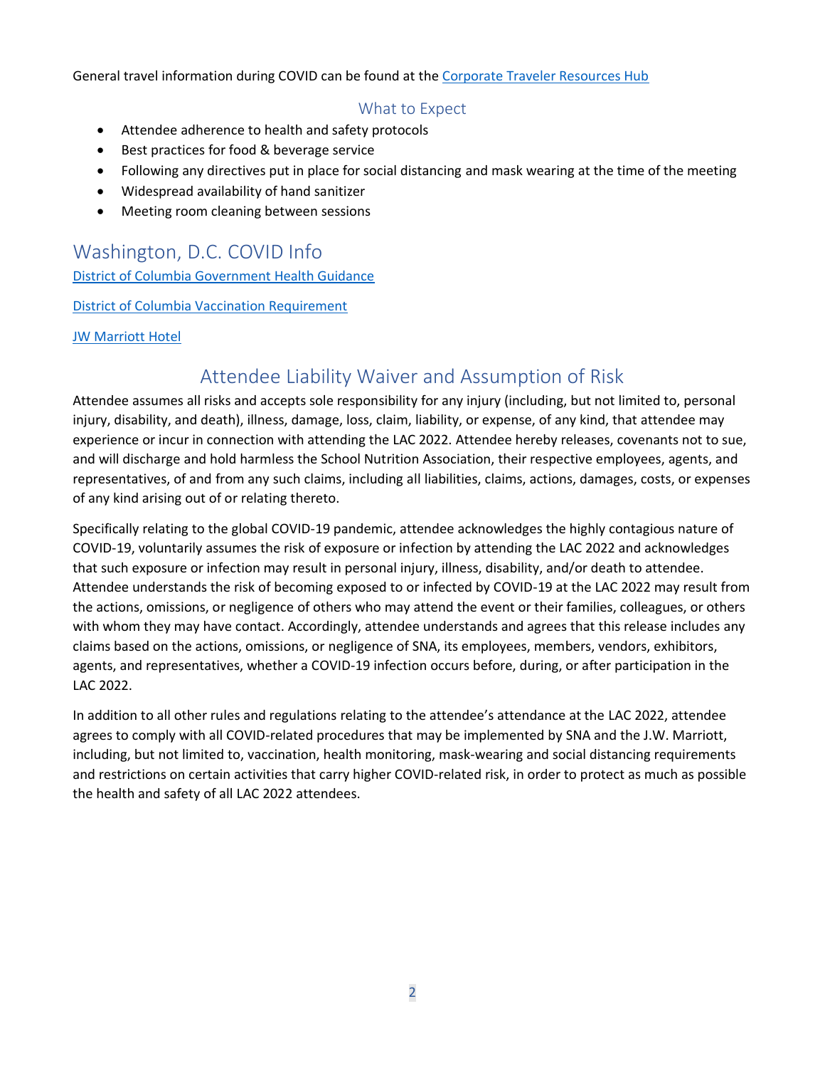General travel information during COVID can be found at the [Corporate Traveler Resources Hub]

## What to Expect

- Attendee adherence to health and safety protocols
- Best practices for food & beverage service
- Following any directives put in place for social distancing and mask wearing at the time of the meeting
- Widespread availability of hand sanitizer
- Meeting room cleaning between sessions

# Washington, D.C. COVID Info

District of Columbia Government Health Guidance

District of Columbia Vaccination Requirement

JW Marriott Hotel

## Attendee Liability Waiver and Assumption of Risk

Attendee assumes all risks and accepts sole responsibility for any injury (including, but not limited to, personal injury, disability, and death), illness, damage, loss, claim, liability, or expense, of any kind, that attendee may experience or incur in connection with attending the LAC 2022. Attendee hereby releases, covenants not to sue, and will discharge and hold harmless the School Nutrition Association, their respective employees, agents, and representatives, of and from any such claims, including all liabilities, claims, actions, damages, costs, or expenses of any kind arising out of or relating thereto.

Specifically relating to the global COVID-19 pandemic, attendee acknowledges the highly contagious nature of COVID-19, voluntarily assumes the risk of exposure or infection by attending the LAC 2022 and acknowledges that such exposure or infection may result in personal injury, illness, disability, and/or death to attendee. Attendee understands the risk of becoming exposed to or infected by COVID-19 at the LAC 2022 may result from the actions, omissions, or negligence of others who may attend the event or their families, colleagues, or others with whom they may have contact. Accordingly, attendee understands and agrees that this release includes any claims based on the actions, omissions, or negligence of SNA, its employees, members, vendors, exhibitors, agents, and representatives, whether a COVID-19 infection occurs before, during, or after participation in the LAC 2022.

In addition to all other rules and regulations relating to the attendee's attendance at the LAC 2022, attendee agrees to comply with all COVID-related procedures that may be implemented by SNA and the J.W. Marriott, including, but not limited to, vaccination, health monitoring, mask-wearing and social distancing requirements and restrictions on certain activities that carry higher COVID-related risk, in order to protect as much as possible the health and safety of all LAC 2022 attendees.